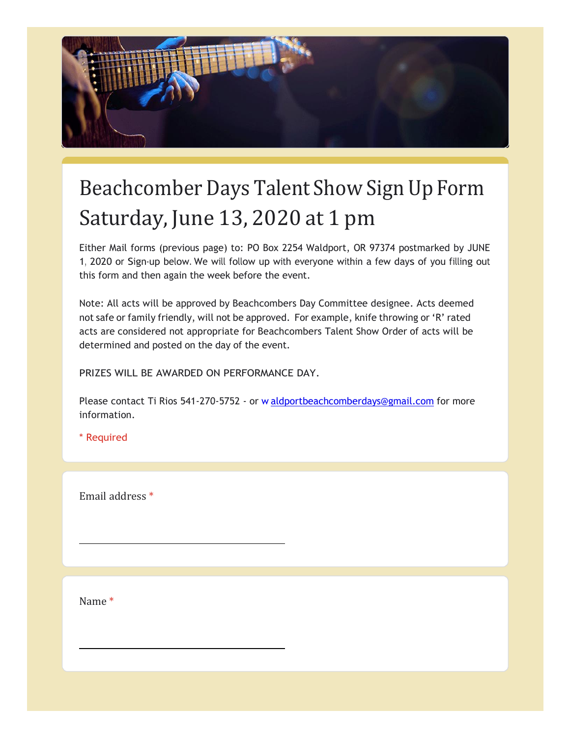# Beachcomber Days Talent Show Sign Up Form Saturday, June 13, 2020 at 1 pm

Either Mail forms (previous page) to: PO Box 2254 Waldport, OR 97374 postmarked by JUNE 1, 2020 or Sign-up below. We will follow up with everyone within a few days of you filling out this form and then again the week before the event.

Note: All acts will be approved by Beachcombers Day Committee designee. Acts deemed not safe or family friendly, will not be approved. For example, knife throwing or 'R' rated acts are considered not appropriate for Beachcombers Talent Show Order of acts will be determined and posted on the day of the event.

PRIZES WILL BE AWARDED ON PERFORMANCE DAY.

Please contact Ti Rios 541-270-5752 - or w aldportbeachcomberdays@gmail.com for more information.

\* Required

Email address *

______________________________

Name *

______________________________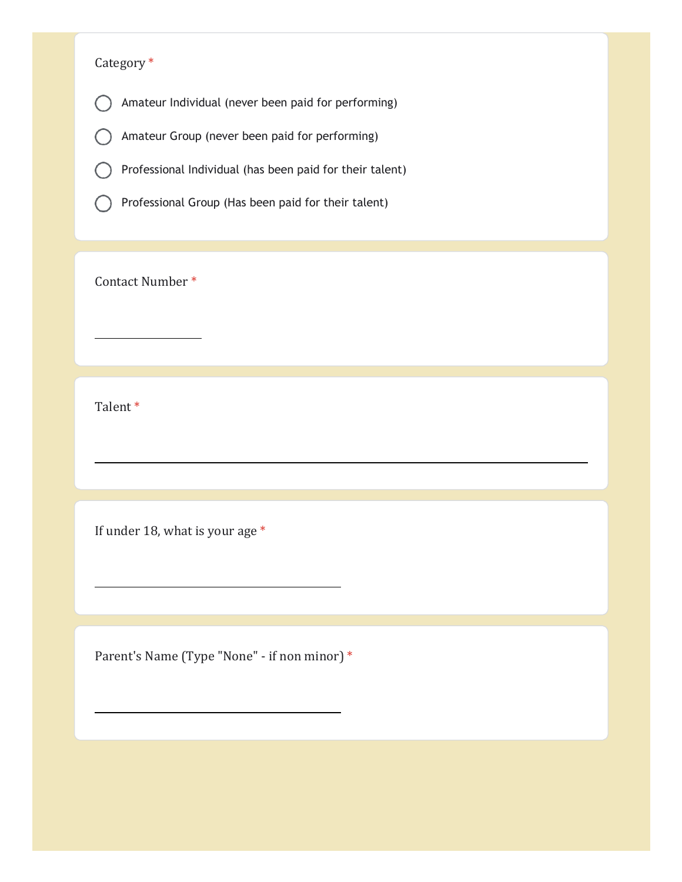Category *

- ◯ Amateur Individual (never been paid for performing)
- ◯ Amateur Group (never been paid for performing)
- ◯ Professional Individual (has been paid for their talent)
- ◯ Professional Group (Has been paid for their talent)

Contact Number *

______________

Talent *

________________________________________________________________

If under 18, what is your age *

________________________________

Parent's Name (Type "None" - if non minor) *

________________________________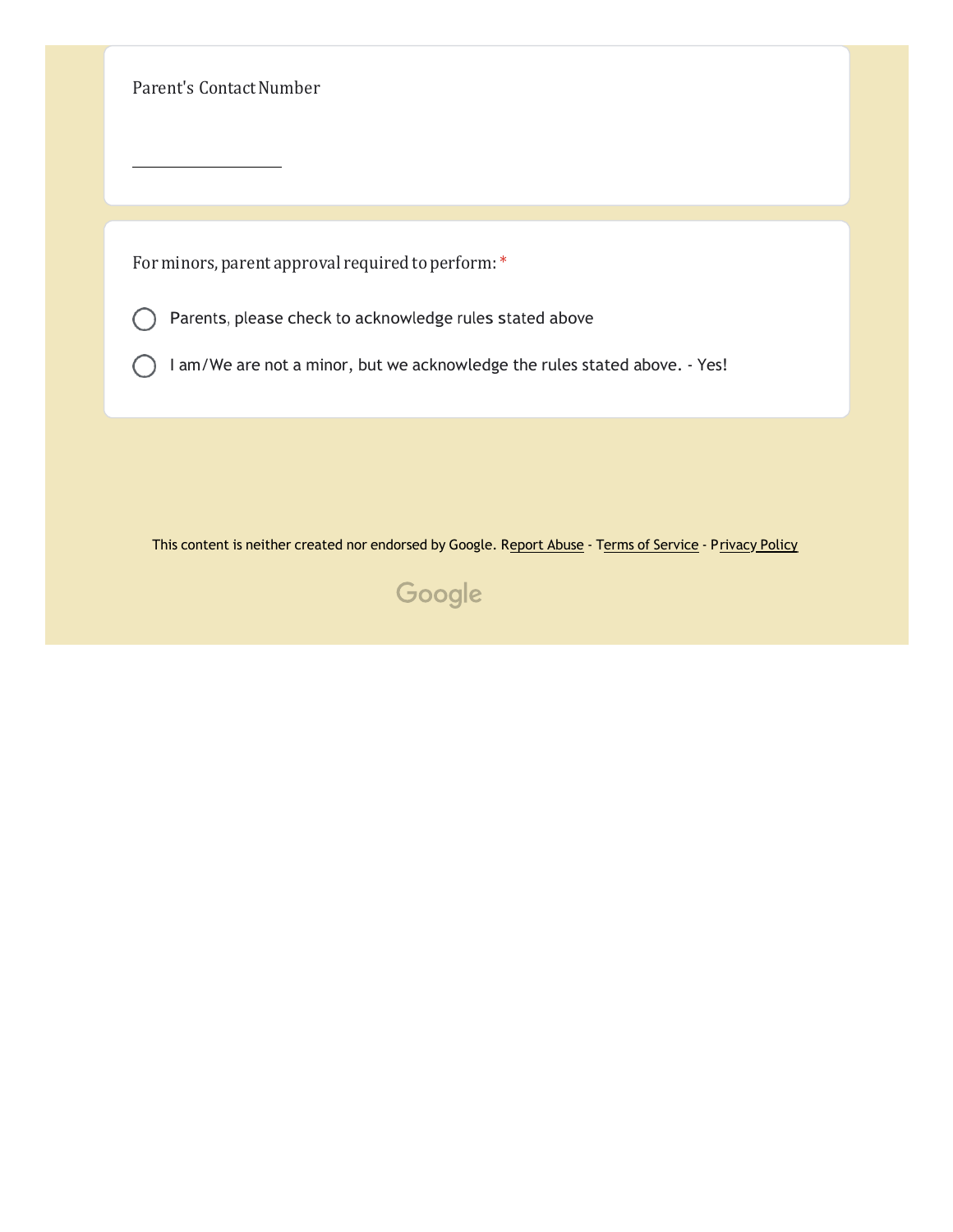Parent's Contact Number

\_\_\_\_\_\_\_\_\_\_\_\_\_\_\_\_

For minors, parent approval required to perform: *

- ◯ Parents, please check to acknowledge rules stated above
- ◯ I am/We are not a minor, but we acknowledge the rules stated above. - Yes!

This content is neither created nor endorsed by Google. Report Abuse - Terms of Service - Privacy Policy

Google